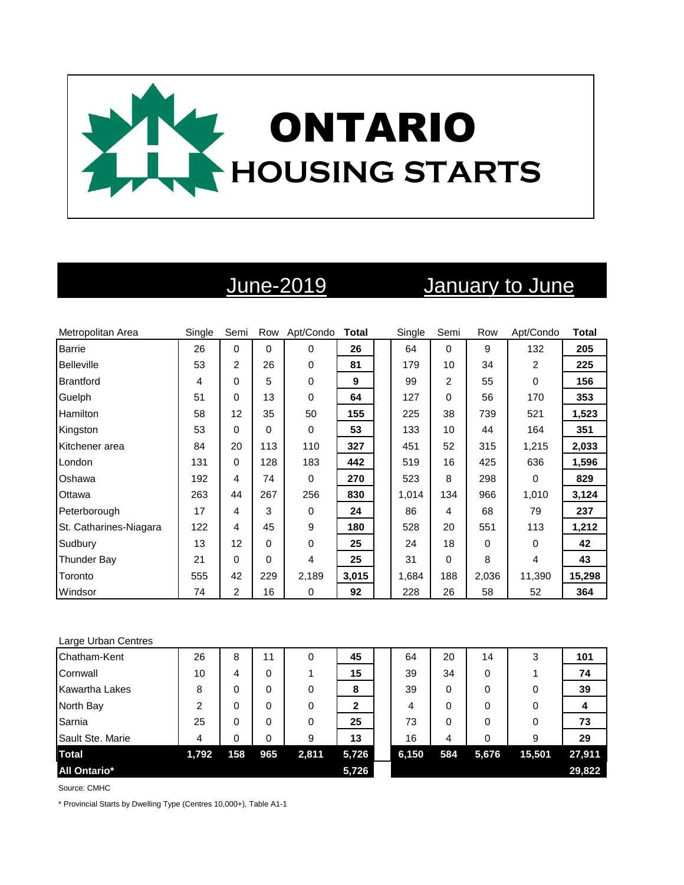# ONTARIO HOUSING STARTS

| | June-2019 | | | | | January to June | | | | |
|---|---|---|---|---|---|---|---|---|---|---|
| Metropolitan Area | Single | Semi | Row | Apt/Condo | **Total** | Single | Semi | Row | Apt/Condo | **Total** |
| Barrie | 26 | 0 | 0 | 0 | **26** | 64 | 0 | 9 | 132 | **205** |
| Belleville | 53 | 2 | 26 | 0 | **81** | 179 | 10 | 34 | 2 | **225** |
| Brantford | 4 | 0 | 5 | 0 | **9** | 99 | 2 | 55 | 0 | **156** |
| Guelph | 51 | 0 | 13 | 0 | **64** | 127 | 0 | 56 | 170 | **353** |
| Hamilton | 58 | 12 | 35 | 50 | **155** | 225 | 38 | 739 | 521 | **1,523** |
| Kingston | 53 | 0 | 0 | 0 | **53** | 133 | 10 | 44 | 164 | **351** |
| Kitchener area | 84 | 20 | 113 | 110 | **327** | 451 | 52 | 315 | 1,215 | **2,033** |
| London | 131 | 0 | 128 | 183 | **442** | 519 | 16 | 425 | 636 | **1,596** |
| Oshawa | 192 | 4 | 74 | 0 | **270** | 523 | 8 | 298 | 0 | **829** |
| Ottawa | 263 | 44 | 267 | 256 | **830** | 1,014 | 134 | 966 | 1,010 | **3,124** |
| Peterborough | 17 | 4 | 3 | 0 | **24** | 86 | 4 | 68 | 79 | **237** |
| St. Catharines-Niagara | 122 | 4 | 45 | 9 | **180** | 528 | 20 | 551 | 113 | **1,212** |
| Sudbury | 13 | 12 | 0 | 0 | **25** | 24 | 18 | 0 | 0 | **42** |
| Thunder Bay | 21 | 0 | 0 | 4 | **25** | 31 | 0 | 8 | 4 | **43** |
| Toronto | 555 | 42 | 229 | 2,189 | **3,015** | 1,684 | 188 | 2,036 | 11,390 | **15,298** |
| Windsor | 74 | 2 | 16 | 0 | **92** | 228 | 26 | 58 | 52 | **364** |
| Large Urban Centres | | | | | | | | | | |
| Chatham-Kent | 26 | 8 | 11 | 0 | **45** | 64 | 20 | 14 | 3 | **101** |
| Cornwall | 10 | 4 | 0 | 1 | **15** | 39 | 34 | 0 | 1 | **74** |
| Kawartha Lakes | 8 | 0 | 0 | 0 | **8** | 39 | 0 | 0 | 0 | **39** |
| North Bay | 2 | 0 | 0 | 0 | **2** | 4 | 0 | 0 | 0 | **4** |
| Sarnia | 25 | 0 | 0 | 0 | **25** | 73 | 0 | 0 | 0 | **73** |
| Sault Ste. Marie | 4 | 0 | 0 | 9 | **13** | 16 | 4 | 0 | 9 | **29** |
| **Total** | **1,792** | **158** | **965** | **2,811** | **5,726** | **6,150** | **584** | **5,676** | **15,501** | **27,911** |
| **All Ontario*** | | | | | **5,726** | | | | | **29,822** |

Source: CMHC

* Provincial Starts by Dwelling Type (Centres 10,000+), Table A1-1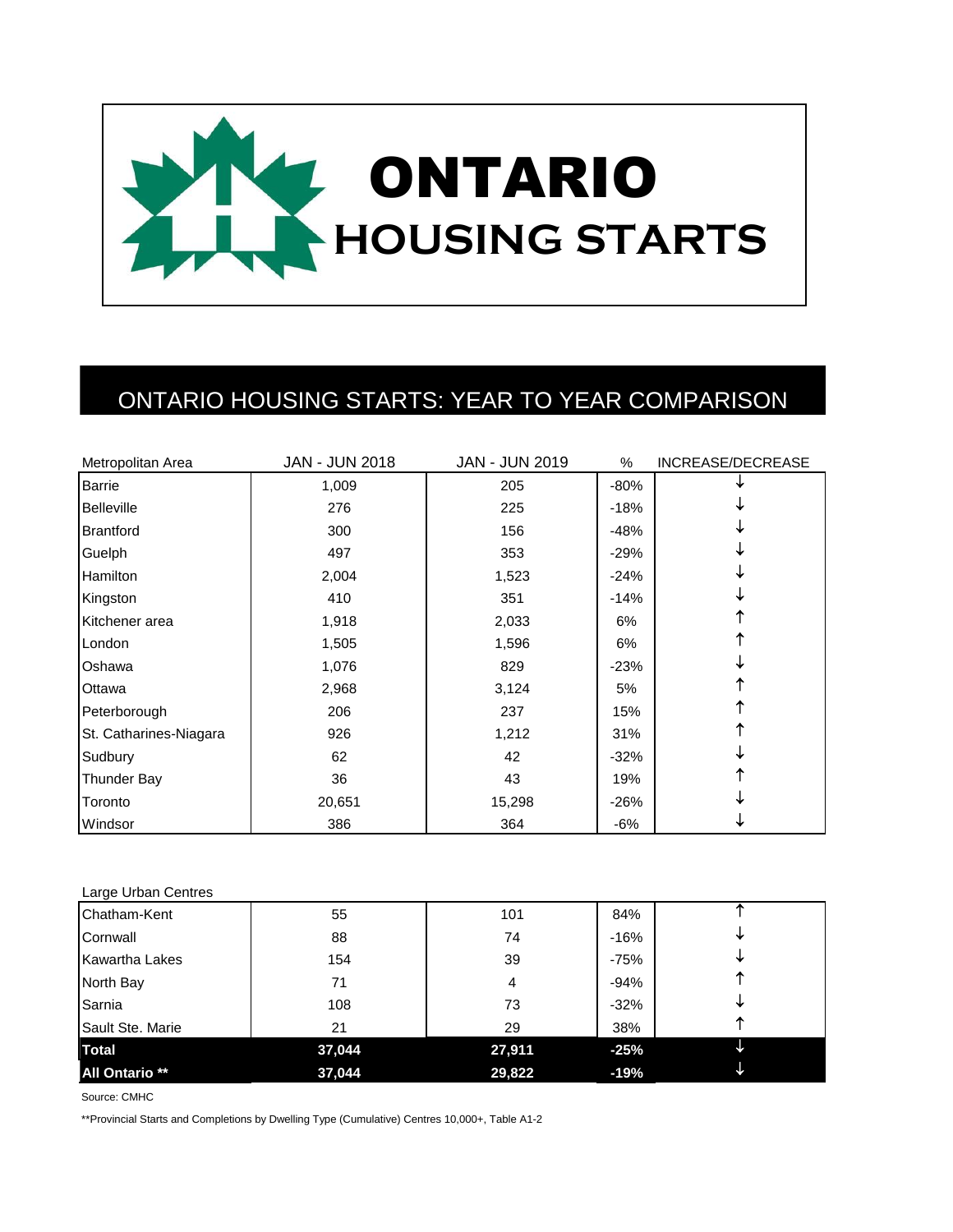# ONTARIO HOUSING STARTS

## ONTARIO HOUSING STARTS: YEAR TO YEAR COMPARISON

| Metropolitan Area | JAN - JUN 2018 | JAN - JUN 2019 | % | INCREASE/DECREASE |
|---|---|---|---|---|
| Barrie | 1,009 | 205 | -80% | ↓ |
| Belleville | 276 | 225 | -18% | ↓ |
| Brantford | 300 | 156 | -48% | ↓ |
| Guelph | 497 | 353 | -29% | ↓ |
| Hamilton | 2,004 | 1,523 | -24% | ↓ |
| Kingston | 410 | 351 | -14% | ↓ |
| Kitchener area | 1,918 | 2,033 | 6% | ↑ |
| London | 1,505 | 1,596 | 6% | ↑ |
| Oshawa | 1,076 | 829 | -23% | ↓ |
| Ottawa | 2,968 | 3,124 | 5% | ↑ |
| Peterborough | 206 | 237 | 15% | ↑ |
| St. Catharines-Niagara | 926 | 1,212 | 31% | ↑ |
| Sudbury | 62 | 42 | -32% | ↓ |
| Thunder Bay | 36 | 43 | 19% | ↑ |
| Toronto | 20,651 | 15,298 | -26% | ↓ |
| Windsor | 386 | 364 | -6% | ↓ |

Large Urban Centres

| | | | | |
|---|---|---|---|---|
| Chatham-Kent | 55 | 101 | 84% | ↑ |
| Cornwall | 88 | 74 | -16% | ↓ |
| Kawartha Lakes | 154 | 39 | -75% | ↓ |
| North Bay | 71 | 4 | -94% | ↑ |
| Sarnia | 108 | 73 | -32% | ↓ |
| Sault Ste. Marie | 21 | 29 | 38% | ↑ |
| **Total** | **37,044** | **27,911** | **-25%** | ↓ |
| **All Ontario \*\*** | **37,044** | **29,822** | **-19%** | ↓ |

Source: CMHC

**Provincial Starts and Completions by Dwelling Type (Cumulative) Centres 10,000+, Table A1-2